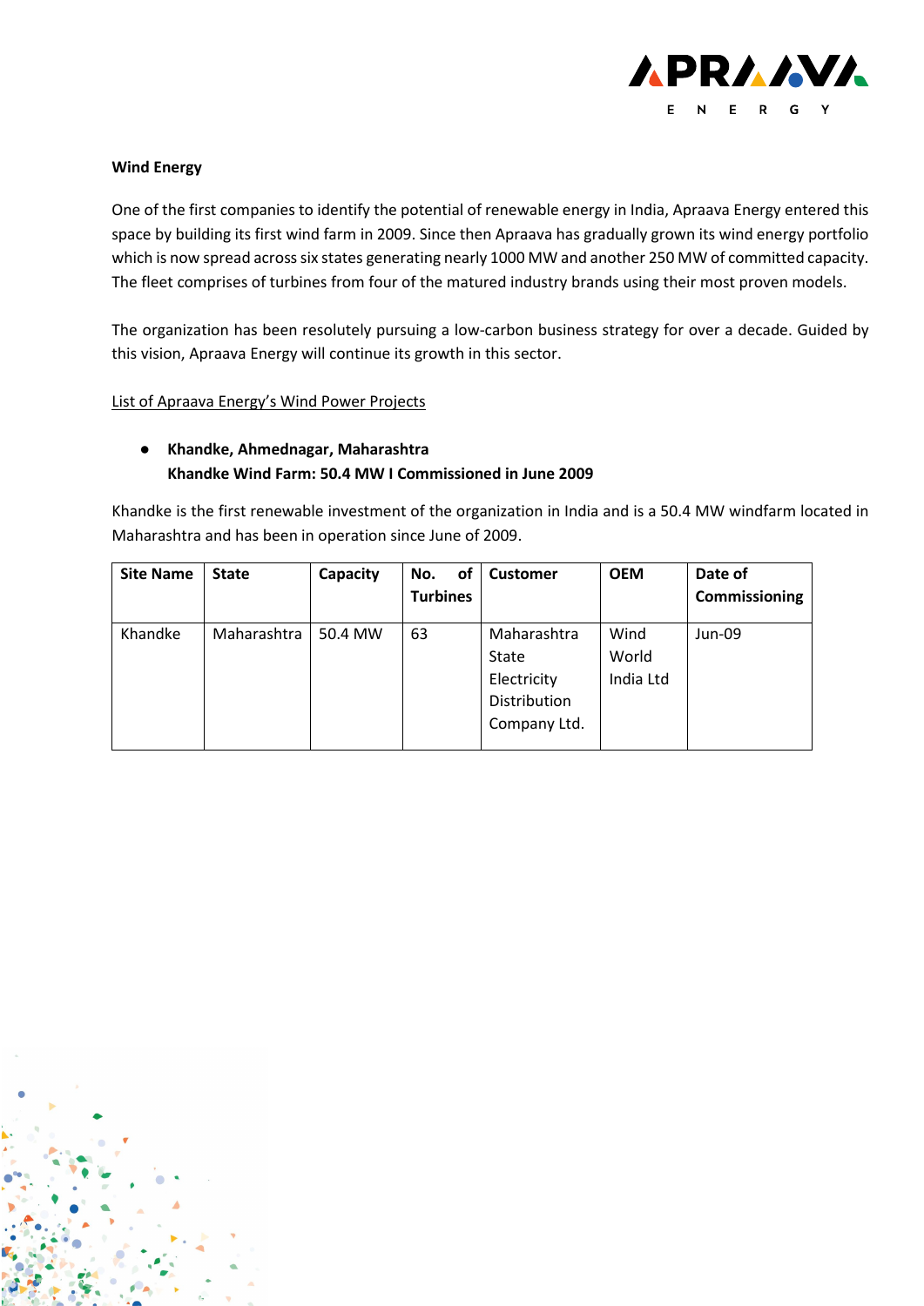**Wind Energy**

One of the first companies to identify the potential of renewable energy in India, Apraava Energy entered this space by building its first wind farm in 2009. Since then Apraava has gradually grown its wind energy portfolio which is now spread across six states generating nearly 1000 MW and another 250 MW of committed capacity. The fleet comprises of turbines from four of the matured industry brands using their most proven models.

The organization has been resolutely pursuing a low-carbon business strategy for over a decade. Guided by this vision, Apraava Energy will continue its growth in this sector.

List of Apraava Energy's Wind Power Projects

- **Khandke, Ahmednagar, Maharashtra**
  **Khandke Wind Farm: 50.4 MW I Commissioned in June 2009**

Khandke is the first renewable investment of the organization in India and is a 50.4 MW windfarm located in Maharashtra and has been in operation since June of 2009.

| Site Name | State | Capacity | No. of Turbines | Customer | OEM | Date of Commissioning |
|---|---|---|---|---|---|---|
| Khandke | Maharashtra | 50.4 MW | 63 | Maharashtra State Electricity Distribution Company Ltd. | Wind World India Ltd | Jun-09 |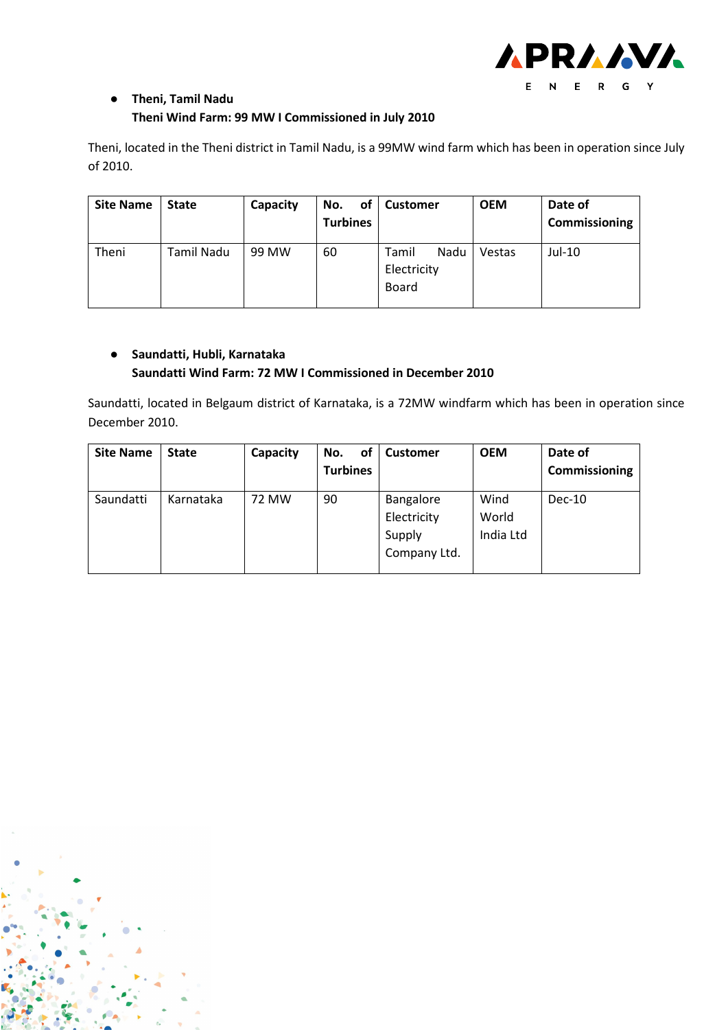- **Theni, Tamil Nadu**
  **Theni Wind Farm: 99 MW I Commissioned in July 2010**

Theni, located in the Theni district in Tamil Nadu, is a 99MW wind farm which has been in operation since July of 2010.

| Site Name | State | Capacity | No. of Turbines | Customer | OEM | Date of Commissioning |
|---|---|---|---|---|---|---|
| Theni | Tamil Nadu | 99 MW | 60 | Tamil Nadu Electricity Board | Vestas | Jul-10 |

- **Saundatti, Hubli, Karnataka**
  **Saundatti Wind Farm: 72 MW I Commissioned in December 2010**

Saundatti, located in Belgaum district of Karnataka, is a 72MW windfarm which has been in operation since December 2010.

| Site Name | State | Capacity | No. of Turbines | Customer | OEM | Date of Commissioning |
|---|---|---|---|---|---|---|
| Saundatti | Karnataka | 72 MW | 90 | Bangalore Electricity Supply Company Ltd. | Wind World India Ltd | Dec-10 |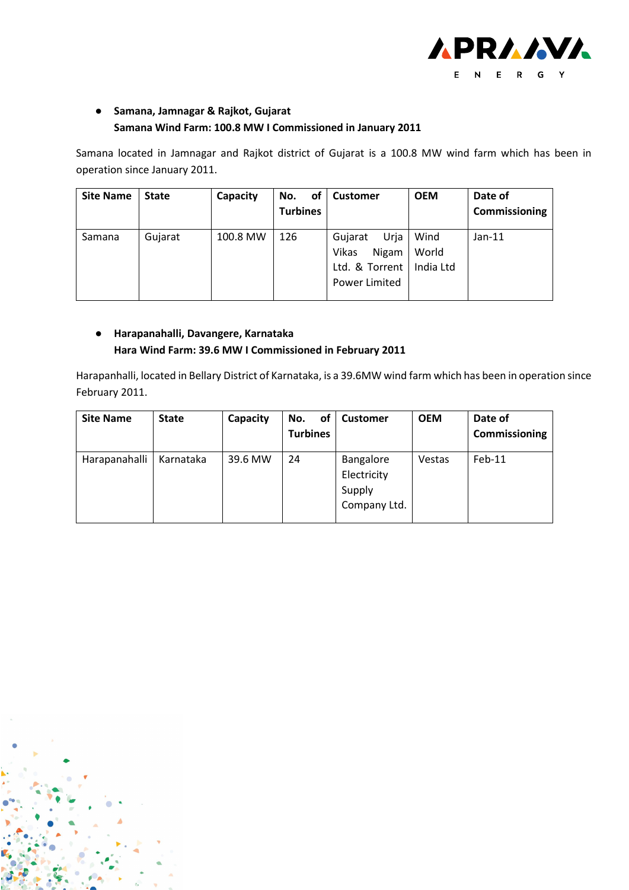- **Samana, Jamnagar & Rajkot, Gujarat**
  **Samana Wind Farm: 100.8 MW I Commissioned in January 2011**

Samana located in Jamnagar and Rajkot district of Gujarat is a 100.8 MW wind farm which has been in operation since January 2011.

| Site Name | State | Capacity | No. of Turbines | Customer | OEM | Date of Commissioning |
|---|---|---|---|---|---|---|
| Samana | Gujarat | 100.8 MW | 126 | Gujarat Urja Vikas Nigam Ltd. & Torrent Power Limited | Wind World India Ltd | Jan-11 |

- **Harapanahalli, Davangere, Karnataka**
  **Hara Wind Farm: 39.6 MW I Commissioned in February 2011**

Harapanhalli, located in Bellary District of Karnataka, is a 39.6MW wind farm which has been in operation since February 2011.

| Site Name | State | Capacity | No. of Turbines | Customer | OEM | Date of Commissioning |
|---|---|---|---|---|---|---|
| Harapanahalli | Karnataka | 39.6 MW | 24 | Bangalore Electricity Supply Company Ltd. | Vestas | Feb-11 |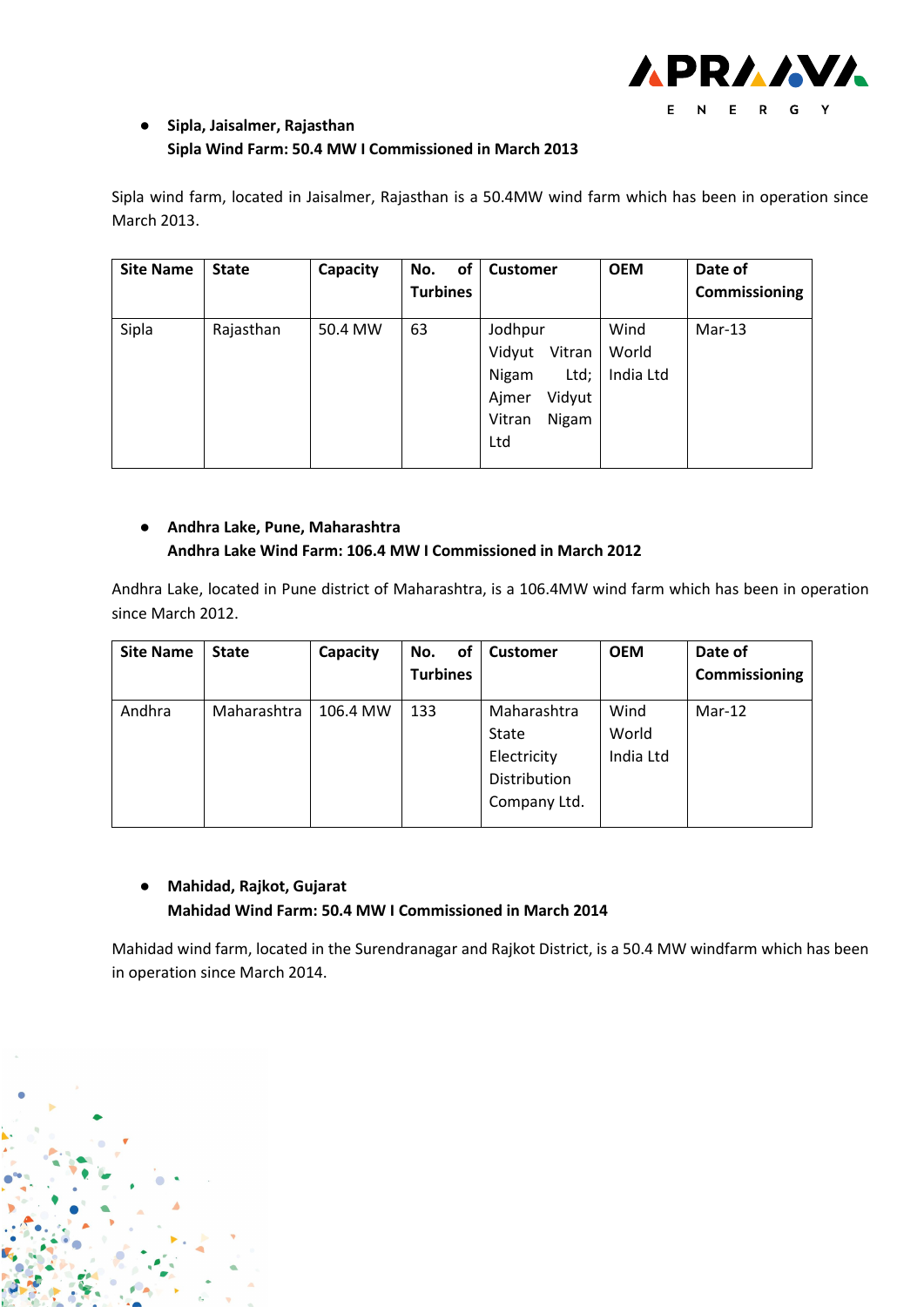- **Sipla, Jaisalmer, Rajasthan**
  **Sipla Wind Farm: 50.4 MW I Commissioned in March 2013**

Sipla wind farm, located in Jaisalmer, Rajasthan is a 50.4MW wind farm which has been in operation since March 2013.

| Site Name | State | Capacity | No. of Turbines | Customer | OEM | Date of Commissioning |
|---|---|---|---|---|---|---|
| Sipla | Rajasthan | 50.4 MW | 63 | Jodhpur Vidyut Vitran Nigam Ltd; Ajmer Vidyut Vitran Nigam Ltd | Wind World India Ltd | Mar-13 |

- **Andhra Lake, Pune, Maharashtra**
  **Andhra Lake Wind Farm: 106.4 MW I Commissioned in March 2012**

Andhra Lake, located in Pune district of Maharashtra, is a 106.4MW wind farm which has been in operation since March 2012.

| Site Name | State | Capacity | No. of Turbines | Customer | OEM | Date of Commissioning |
|---|---|---|---|---|---|---|
| Andhra | Maharashtra | 106.4 MW | 133 | Maharashtra State Electricity Distribution Company Ltd. | Wind World India Ltd | Mar-12 |

- **Mahidad, Rajkot, Gujarat**
  **Mahidad Wind Farm: 50.4 MW I Commissioned in March 2014**

Mahidad wind farm, located in the Surendranagar and Rajkot District, is a 50.4 MW windfarm which has been in operation since March 2014.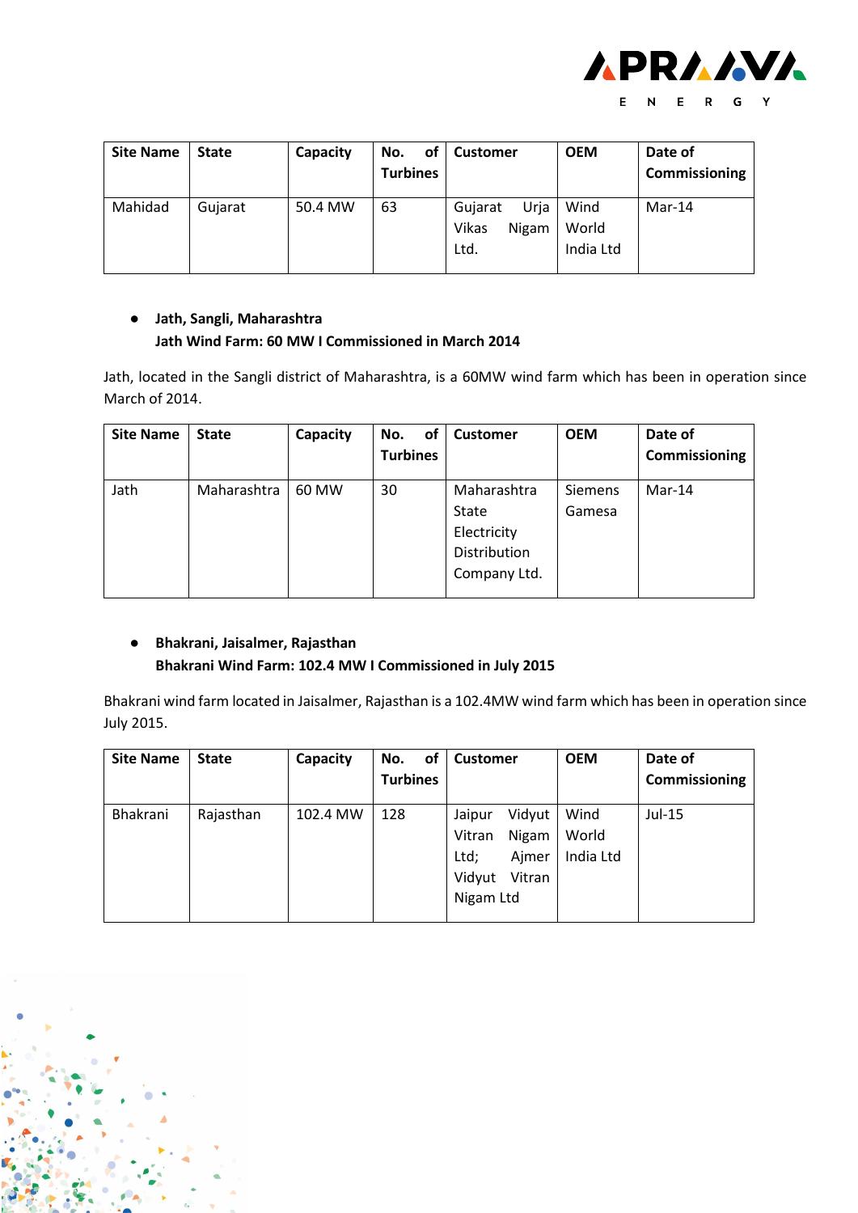| Site Name | State | Capacity | No. of Turbines | Customer | OEM | Date of Commissioning |
|---|---|---|---|---|---|---|
| Mahidad | Gujarat | 50.4 MW | 63 | Gujarat Urja Vikas Nigam Ltd. | Wind World India Ltd | Mar-14 |

- **Jath, Sangli, Maharashtra**
  **Jath Wind Farm: 60 MW I Commissioned in March 2014**

Jath, located in the Sangli district of Maharashtra, is a 60MW wind farm which has been in operation since March of 2014.

| Site Name | State | Capacity | No. of Turbines | Customer | OEM | Date of Commissioning |
|---|---|---|---|---|---|---|
| Jath | Maharashtra | 60 MW | 30 | Maharashtra State Electricity Distribution Company Ltd. | Siemens Gamesa | Mar-14 |

- **Bhakrani, Jaisalmer, Rajasthan**
  **Bhakrani Wind Farm: 102.4 MW I Commissioned in July 2015**

Bhakrani wind farm located in Jaisalmer, Rajasthan is a 102.4MW wind farm which has been in operation since July 2015.

| Site Name | State | Capacity | No. of Turbines | Customer | OEM | Date of Commissioning |
|---|---|---|---|---|---|---|
| Bhakrani | Rajasthan | 102.4 MW | 128 | Jaipur Vidyut Vitran Nigam Ltd; Ajmer Vidyut Vitran Nigam Ltd | Wind World India Ltd | Jul-15 |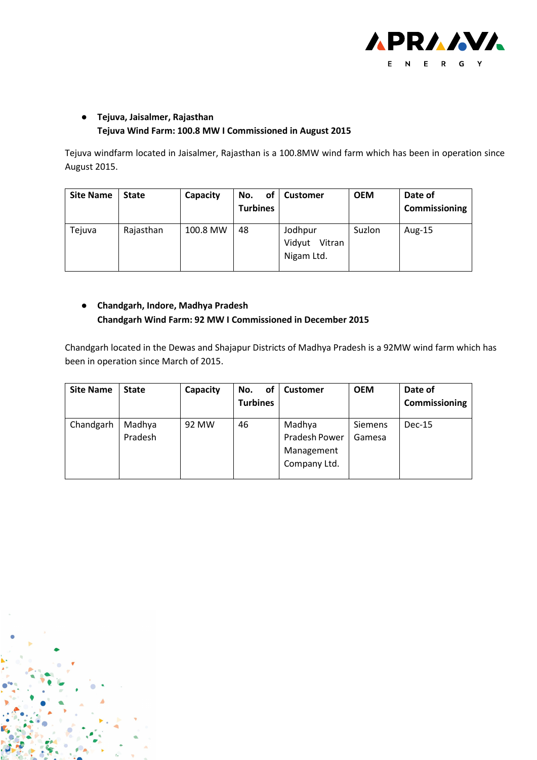- **Tejuva, Jaisalmer, Rajasthan**
  **Tejuva Wind Farm: 100.8 MW I Commissioned in August 2015**

Tejuva windfarm located in Jaisalmer, Rajasthan is a 100.8MW wind farm which has been in operation since August 2015.

| Site Name | State | Capacity | No. of Turbines | Customer | OEM | Date of Commissioning |
|---|---|---|---|---|---|---|
| Tejuva | Rajasthan | 100.8 MW | 48 | Jodhpur Vidyut Vitran Nigam Ltd. | Suzlon | Aug-15 |

- **Chandgarh, Indore, Madhya Pradesh**
  **Chandgarh Wind Farm: 92 MW I Commissioned in December 2015**

Chandgarh located in the Dewas and Shajapur Districts of Madhya Pradesh is a 92MW wind farm which has been in operation since March of 2015.

| Site Name | State | Capacity | No. of Turbines | Customer | OEM | Date of Commissioning |
|---|---|---|---|---|---|---|
| Chandgarh | Madhya Pradesh | 92 MW | 46 | Madhya Pradesh Power Management Company Ltd. | Siemens Gamesa | Dec-15 |